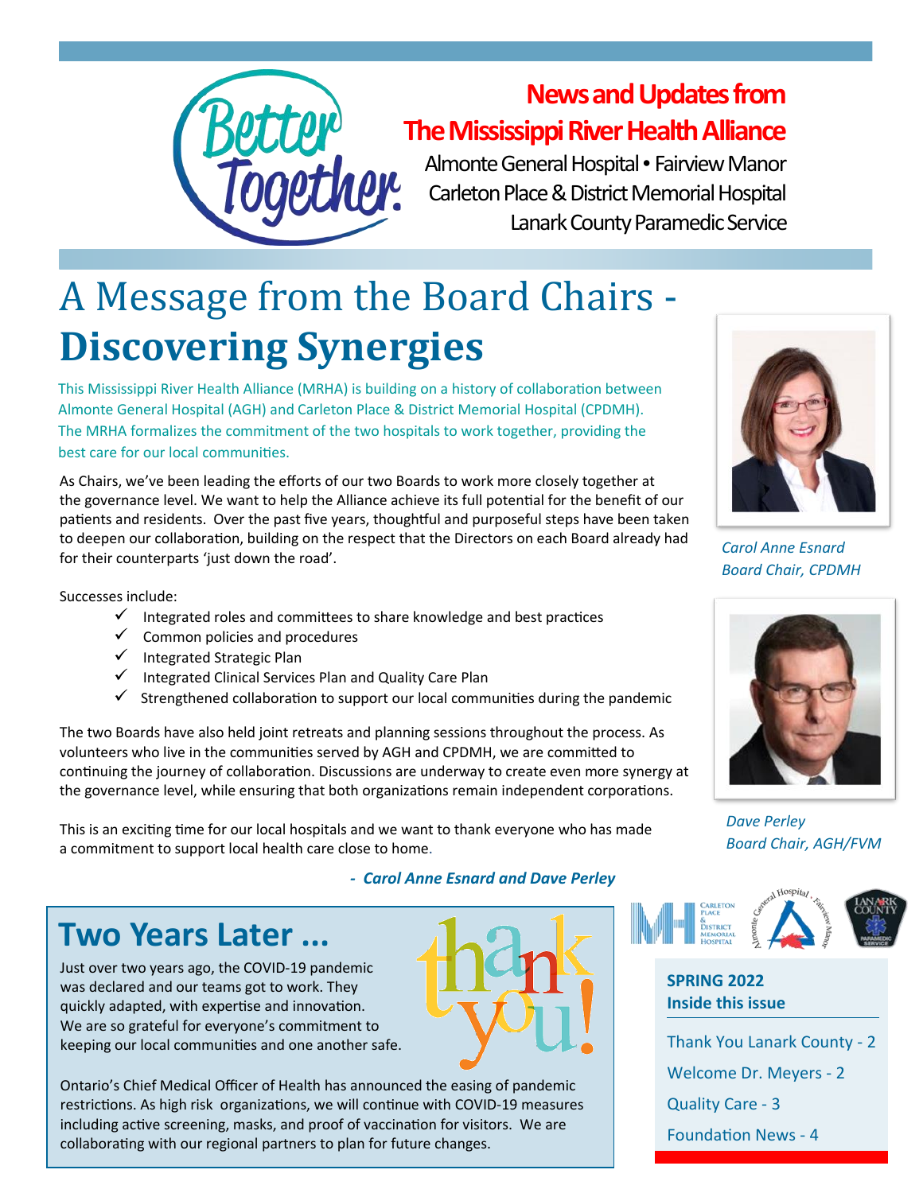**News and Updates from The Mississippi River Health Alliance**

Almonte General Hospital • Fairview Manor
Carleton Place & District Memorial Hospital
Lanark County Paramedic Service

# A Message from the Board Chairs - **Discovering Synergies**

This Mississippi River Health Alliance (MRHA) is building on a history of collaboration between Almonte General Hospital (AGH) and Carleton Place & District Memorial Hospital (CPDMH). The MRHA formalizes the commitment of the two hospitals to work together, providing the best care for our local communities.

As Chairs, we've been leading the efforts of our two Boards to work more closely together at the governance level. We want to help the Alliance achieve its full potential for the benefit of our patients and residents. Over the past five years, thoughtful and purposeful steps have been taken to deepen our collaboration, building on the respect that the Directors on each Board already had for their counterparts 'just down the road'.

Successes include:

- ✓ Integrated roles and committees to share knowledge and best practices
- ✓ Common policies and procedures
- ✓ Integrated Strategic Plan
- ✓ Integrated Clinical Services Plan and Quality Care Plan
- ✓ Strengthened collaboration to support our local communities during the pandemic

The two Boards have also held joint retreats and planning sessions throughout the process. As volunteers who live in the communities served by AGH and CPDMH, we are committed to continuing the journey of collaboration. Discussions are underway to create even more synergy at the governance level, while ensuring that both organizations remain independent corporations.

This is an exciting time for our local hospitals and we want to thank everyone who has made a commitment to support local health care close to home.

*- **Carol Anne Esnard and Dave Perley***

*Carol Anne Esnard*
*Board Chair, CPDMH*

*Dave Perley*
*Board Chair, AGH/FVM*

## Two Years Later ...

Just over two years ago, the COVID-19 pandemic was declared and our teams got to work. They quickly adapted, with expertise and innovation. We are so grateful for everyone's commitment to keeping our local communities and one another safe.

Ontario's Chief Medical Officer of Health has announced the easing of pandemic restrictions. As high risk organizations, we will continue with COVID-19 measures including active screening, masks, and proof of vaccination for visitors. We are collaborating with our regional partners to plan for future changes.

**SPRING 2022**
**Inside this issue**

- Thank You Lanark County - 2
- Welcome Dr. Meyers - 2
- Quality Care - 3
- Foundation News - 4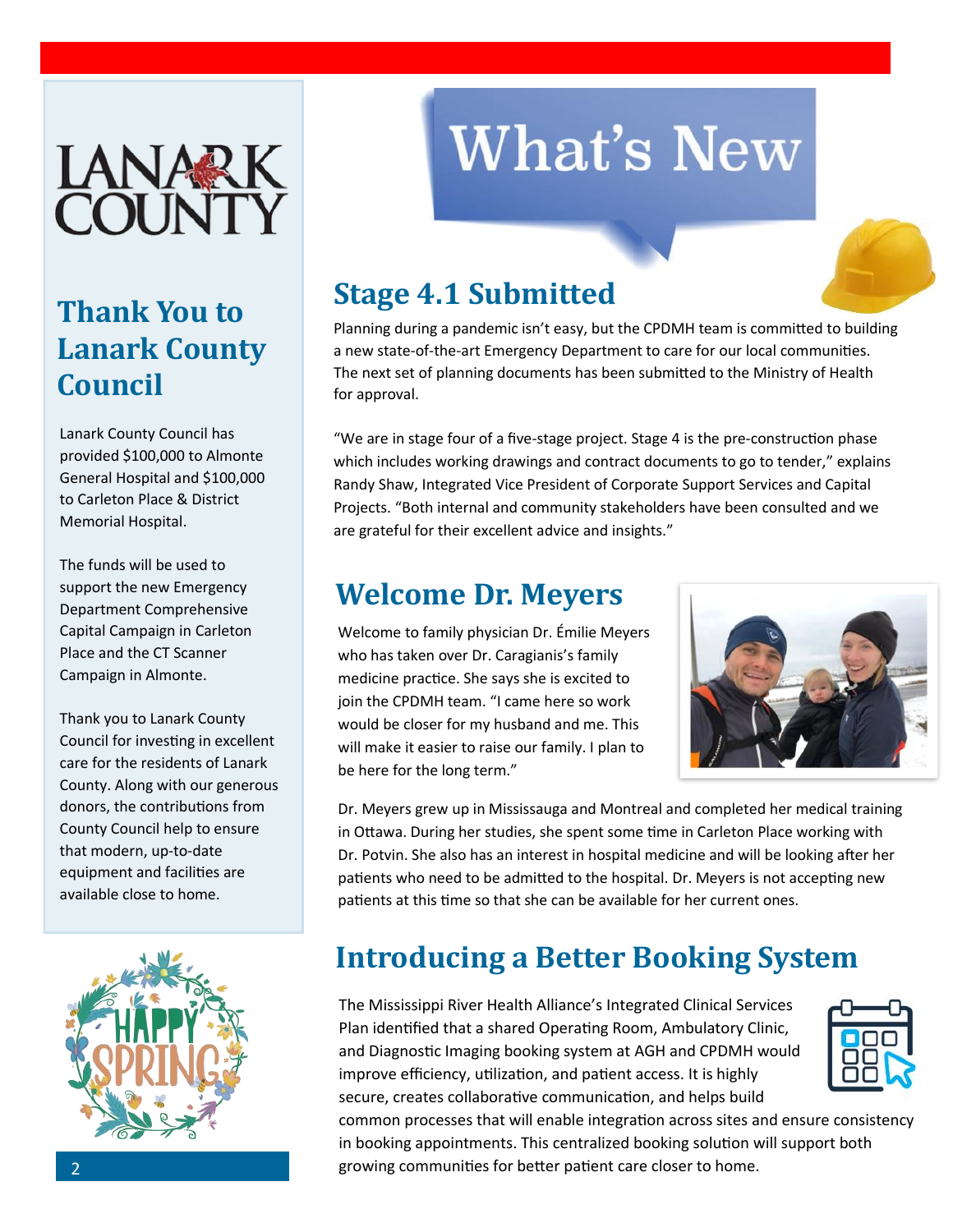# What's New

## Thank You to Lanark County Council

Lanark County Council has provided $100,000 to Almonte General Hospital and $100,000 to Carleton Place & District Memorial Hospital.

The funds will be used to support the new Emergency Department Comprehensive Capital Campaign in Carleton Place and the CT Scanner Campaign in Almonte.

Thank you to Lanark County Council for investing in excellent care for the residents of Lanark County. Along with our generous donors, the contributions from County Council help to ensure that modern, up-to-date equipment and facilities are available close to home.

## Stage 4.1 Submitted

Planning during a pandemic isn't easy, but the CPDMH team is committed to building a new state-of-the-art Emergency Department to care for our local communities. The next set of planning documents has been submitted to the Ministry of Health for approval.

"We are in stage four of a five-stage project. Stage 4 is the pre-construction phase which includes working drawings and contract documents to go to tender," explains Randy Shaw, Integrated Vice President of Corporate Support Services and Capital Projects. "Both internal and community stakeholders have been consulted and we are grateful for their excellent advice and insights."

## Welcome Dr. Meyers

Welcome to family physician Dr. Émilie Meyers who has taken over Dr. Caragianis's family medicine practice. She says she is excited to join the CPDMH team. "I came here so work would be closer for my husband and me. This will make it easier to raise our family. I plan to be here for the long term."

Dr. Meyers grew up in Mississauga and Montreal and completed her medical training in Ottawa. During her studies, she spent some time in Carleton Place working with Dr. Potvin. She also has an interest in hospital medicine and will be looking after her patients who need to be admitted to the hospital. Dr. Meyers is not accepting new patients at this time so that she can be available for her current ones.

## Introducing a Better Booking System

The Mississippi River Health Alliance's Integrated Clinical Services Plan identified that a shared Operating Room, Ambulatory Clinic, and Diagnostic Imaging booking system at AGH and CPDMH would improve efficiency, utilization, and patient access. It is highly secure, creates collaborative communication, and helps build common processes that will enable integration across sites and ensure consistency in booking appointments. This centralized booking solution will support both growing communities for better patient care closer to home.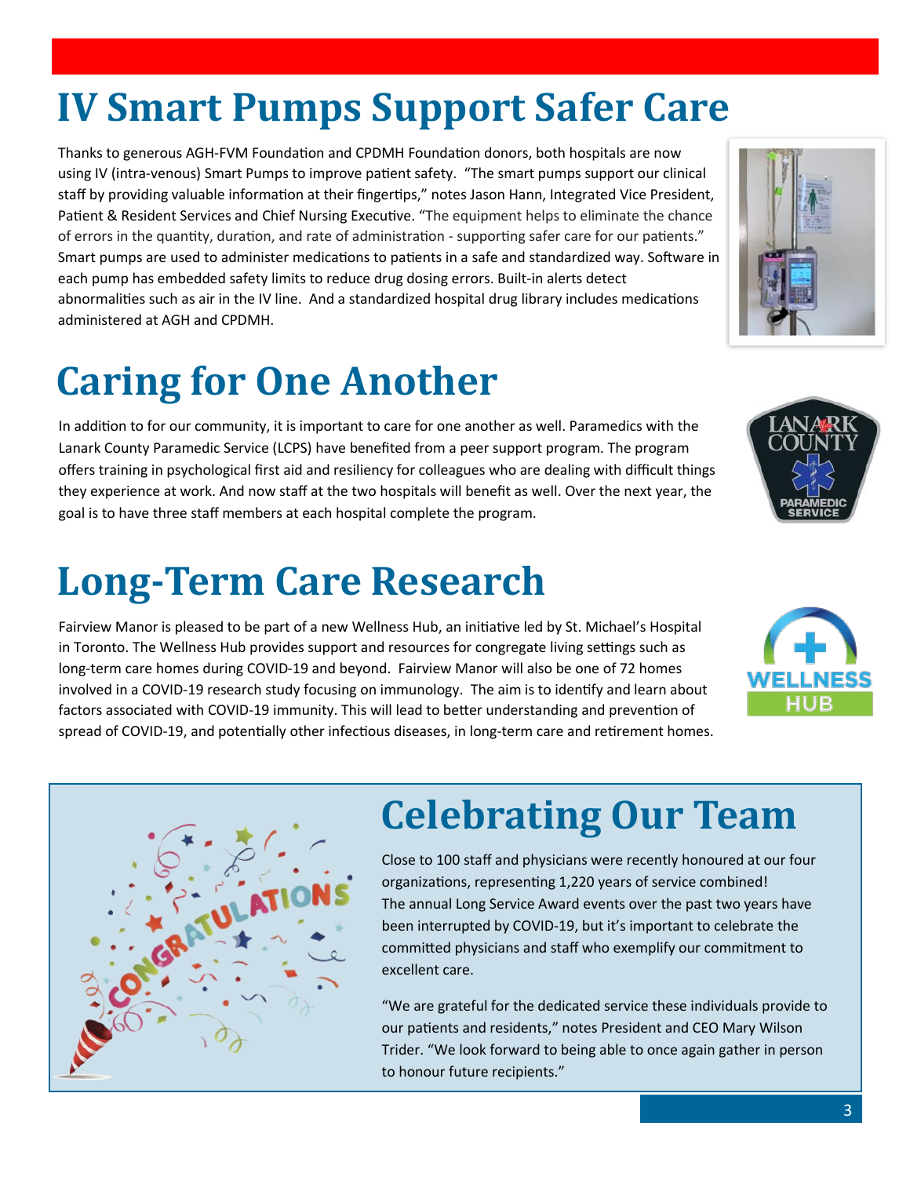# IV Smart Pumps Support Safer Care

Thanks to generous AGH-FVM Foundation and CPDMH Foundation donors, both hospitals are now using IV (intra-venous) Smart Pumps to improve patient safety. "The smart pumps support our clinical staff by providing valuable information at their fingertips," notes Jason Hann, Integrated Vice President, Patient & Resident Services and Chief Nursing Executive. "The equipment helps to eliminate the chance of errors in the quantity, duration, and rate of administration - supporting safer care for our patients." Smart pumps are used to administer medications to patients in a safe and standardized way. Software in each pump has embedded safety limits to reduce drug dosing errors. Built-in alerts detect abnormalities such as air in the IV line. And a standardized hospital drug library includes medications administered at AGH and CPDMH.

# Caring for One Another

In addition to for our community, it is important to care for one another as well. Paramedics with the Lanark County Paramedic Service (LCPS) have benefited from a peer support program. The program offers training in psychological first aid and resiliency for colleagues who are dealing with difficult things they experience at work. And now staff at the two hospitals will benefit as well. Over the next year, the goal is to have three staff members at each hospital complete the program.

# Long-Term Care Research

Fairview Manor is pleased to be part of a new Wellness Hub, an initiative led by St. Michael's Hospital in Toronto. The Wellness Hub provides support and resources for congregate living settings such as long-term care homes during COVID-19 and beyond. Fairview Manor will also be one of 72 homes involved in a COVID-19 research study focusing on immunology. The aim is to identify and learn about factors associated with COVID-19 immunity. This will lead to better understanding and prevention of spread of COVID-19, and potentially other infectious diseases, in long-term care and retirement homes.

# Celebrating Our Team

Close to 100 staff and physicians were recently honoured at our four organizations, representing 1,220 years of service combined! The annual Long Service Award events over the past two years have been interrupted by COVID-19, but it's important to celebrate the committed physicians and staff who exemplify our commitment to excellent care.

"We are grateful for the dedicated service these individuals provide to our patients and residents," notes President and CEO Mary Wilson Trider. "We look forward to being able to once again gather in person to honour future recipients."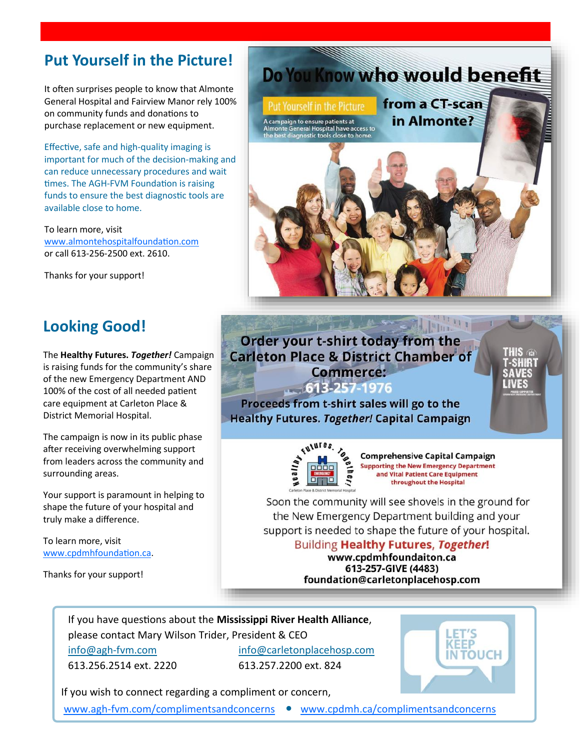## Put Yourself in the Picture!

It often surprises people to know that Almonte General Hospital and Fairview Manor rely 100% on community funds and donations to purchase replacement or new equipment.

Effective, safe and high-quality imaging is important for much of the decision-making and can reduce unnecessary procedures and wait times. The AGH-FVM Foundation is raising funds to ensure the best diagnostic tools are available close to home.

To learn more, visit
www.almontehospitalfoundation.com
or call 613-256-2500 ext. 2610.

Thanks for your support!

Do You Know who would benefit from a CT-scan in Almonte?

Put Yourself in the Picture

A campaign to ensure patients at Almonte General Hospital have access to the best diagnostic tools close to home.

## Looking Good!

The **Healthy Futures. *Together!*** Campaign is raising funds for the community's share of the new Emergency Department AND 100% of the cost of all needed patient care equipment at Carleton Place & District Memorial Hospital.

The campaign is now in its public phase after receiving overwhelming support from leaders across the community and surrounding areas.

Your support is paramount in helping to shape the future of your hospital and truly make a difference.

To learn more, visit
www.cpdmhfoundation.ca.

Thanks for your support!

Order your t-shirt today from the Carleton Place & District Chamber of Commerce:
613-257-1976

Proceeds from t-shirt sales will go to the Healthy Futures. *Together!* Capital Campaign

THIS T-SHIRT SAVES LIVES

**Comprehensive Capital Campaign**
Supporting the New Emergency Department and Vital Patient Care Equipment throughout the Hospital

Soon the community will see shovels in the ground for the New Emergency Department building and your support is needed to shape the future of your hospital.

Building **Healthy Futures**, ***Together*!**

**www.cpdmhfoundaiton.ca**
**613-257-GIVE (4483)**
**foundation@carletonplacehosp.com**

If you have questions about the **Mississippi River Health Alliance**, please contact Mary Wilson Trider, President & CEO

info@agh-fvm.com — 613.256.2514 ext. 2220

info@carletonplacehosp.com — 613.257.2200 ext. 824

LET'S KEEP IN TOUCH

If you wish to connect regarding a compliment or concern,
www.agh-fvm.com/complimentsandconcerns • www.cpdmh.ca/complimentsandconcerns